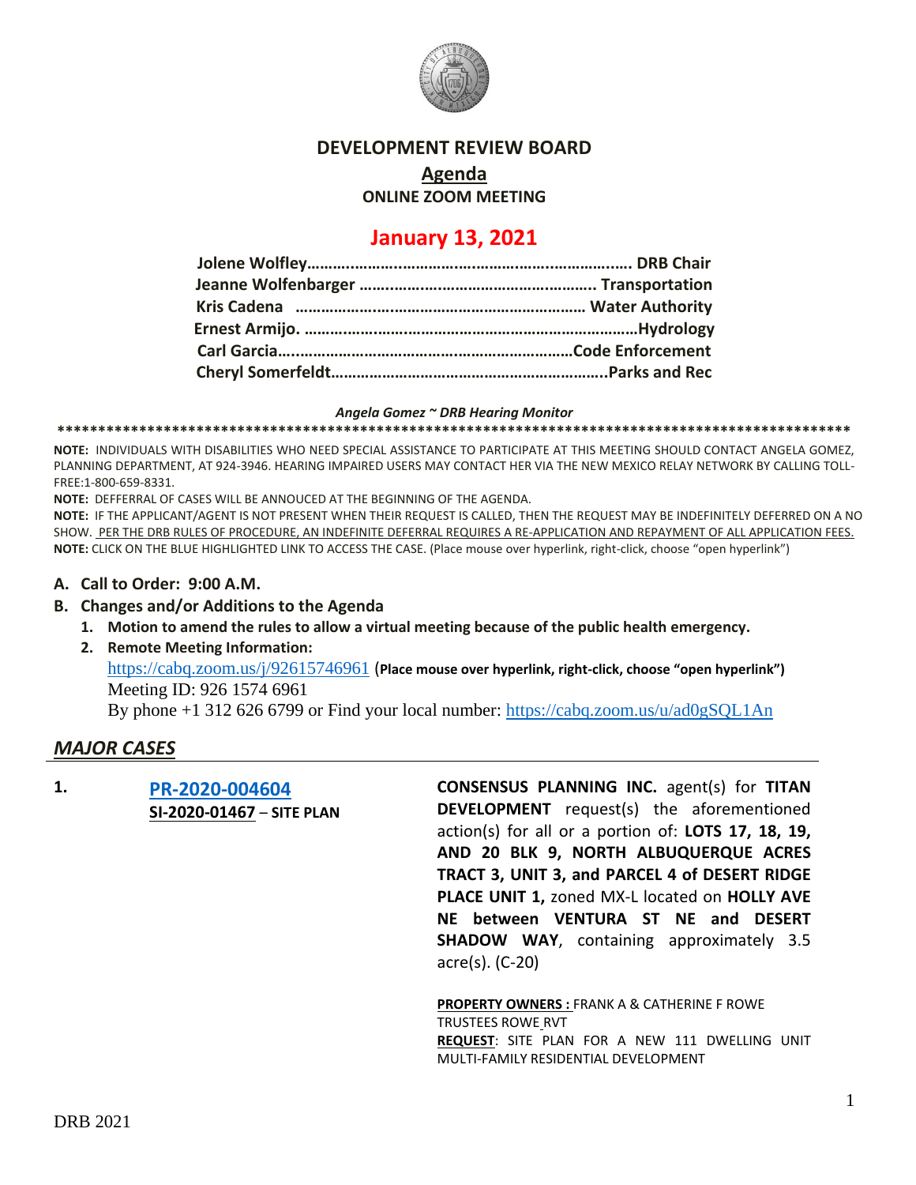# DEVELOPMENT REVIEW BOARD

## Agenda

**ONLINE ZOOM MEETING**

## January 13, 2021

**Jolene Wolfley……………………………………………………………. DRB Chair**
**Jeanne Wolfenbarger ……………………………………………. Transportation**
**Kris Cadena ………………………………………………………… Water Authority**
**Ernest Armijo. ……………………………………………………………Hydrology**
**Carl Garcia………………………………………………………Code Enforcement**
**Cheryl Somerfeldt……………………………………………………..Parks and Rec**

***Angela Gomez ~ DRB Hearing Monitor***

**\*\*\*\*\*\*\*\*\*\*\*\*\*\*\*\*\*\*\*\*\*\*\*\*\*\*\*\*\*\*\*\*\*\*\*\*\*\*\*\*\*\*\*\*\*\*\*\*\*\*\*\*\*\*\*\*\*\*\*\*\*\*\*\*\*\*\*\*\*\*\*\*\*\*\*\*\*\*\*\*\*\*\*\*\*\*\*\*\*\*\*\*\*\*\*\*\*\*\*\***

**NOTE:** INDIVIDUALS WITH DISABILITIES WHO NEED SPECIAL ASSISTANCE TO PARTICIPATE AT THIS MEETING SHOULD CONTACT ANGELA GOMEZ, PLANNING DEPARTMENT, AT 924-3946. HEARING IMPAIRED USERS MAY CONTACT HER VIA THE NEW MEXICO RELAY NETWORK BY CALLING TOLL-FREE:1-800-659-8331.

**NOTE:** DEFFERRAL OF CASES WILL BE ANNOUCED AT THE BEGINNING OF THE AGENDA.

**NOTE:** IF THE APPLICANT/AGENT IS NOT PRESENT WHEN THEIR REQUEST IS CALLED, THEN THE REQUEST MAY BE INDEFINITELY DEFERRED ON A NO SHOW. PER THE DRB RULES OF PROCEDURE, AN INDEFINITE DEFERRAL REQUIRES A RE-APPLICATION AND REPAYMENT OF ALL APPLICATION FEES.

**NOTE:** CLICK ON THE BLUE HIGHLIGHTED LINK TO ACCESS THE CASE. (Place mouse over hyperlink, right-click, choose "open hyperlink")

**A. Call to Order: 9:00 A.M.**

**B. Changes and/or Additions to the Agenda**

1. **Motion to amend the rules to allow a virtual meeting because of the public health emergency.**
2. **Remote Meeting Information:**
   https://cabq.zoom.us/j/92615746961 **(Place mouse over hyperlink, right-click, choose "open hyperlink")**
   Meeting ID: 926 1574 6961
   By phone +1 312 626 6799 or Find your local number: https://cabq.zoom.us/u/ad0gSQL1An

## *MAJOR CASES*

**1.** **PR-2020-004604**
**SI-2020-01467 – SITE PLAN**

**CONSENSUS PLANNING INC.** agent(s) for **TITAN DEVELOPMENT** request(s) the aforementioned action(s) for all or a portion of: **LOTS 17, 18, 19, AND 20 BLK 9, NORTH ALBUQUERQUE ACRES TRACT 3, UNIT 3, and PARCEL 4 of DESERT RIDGE PLACE UNIT 1,** zoned MX-L located on **HOLLY AVE NE between VENTURA ST NE and DESERT SHADOW WAY**, containing approximately 3.5 acre(s). (C-20)

**PROPERTY OWNERS :** FRANK A & CATHERINE F ROWE TRUSTEES ROWE RVT
**REQUEST**: SITE PLAN FOR A NEW 111 DWELLING UNIT MULTI-FAMILY RESIDENTIAL DEVELOPMENT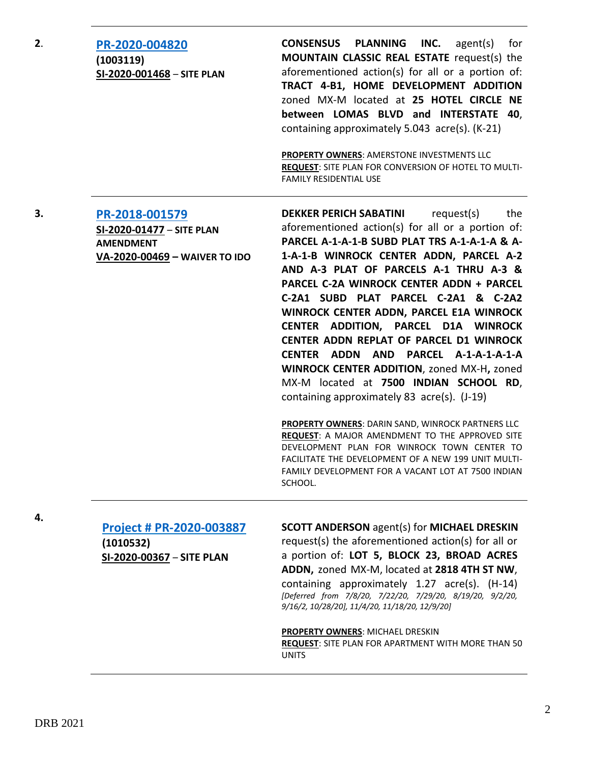| | | |
|---|---|---|
| **2**. | **PR-2020-004820**<br>**(1003119)**<br>**SI-2020-001468** – **SITE PLAN** | **CONSENSUS PLANNING INC.** agent(s) for **MOUNTAIN CLASSIC REAL ESTATE** request(s) the aforementioned action(s) for all or a portion of: **TRACT 4-B1, HOME DEVELOPMENT ADDITION** zoned MX-M located at **25 HOTEL CIRCLE NE between LOMAS BLVD and INTERSTATE 40**, containing approximately 5.043 acre(s). (K-21)<br><br>**PROPERTY OWNERS**: AMERSTONE INVESTMENTS LLC<br>**REQUEST**: SITE PLAN FOR CONVERSION OF HOTEL TO MULTI-FAMILY RESIDENTIAL USE |
| **3.** | **PR-2018-001579**<br>**SI-2020-01477** – **SITE PLAN AMENDMENT**<br>**VA-2020-00469** – **WAIVER TO IDO** | **DEKKER PERICH SABATINI** request(s) the aforementioned action(s) for all or a portion of: **PARCEL A-1-A-1-B SUBD PLAT TRS A-1-A-1-A & A-1-A-1-B WINROCK CENTER ADDN, PARCEL A-2 AND A-3 PLAT OF PARCELS A-1 THRU A-3 & PARCEL C-2A WINROCK CENTER ADDN + PARCEL C-2A1 SUBD PLAT PARCEL C-2A1 & C-2A2 WINROCK CENTER ADDN, PARCEL E1A WINROCK CENTER ADDITION, PARCEL D1A WINROCK CENTER ADDN REPLAT OF PARCEL D1 WINROCK CENTER ADDN AND PARCEL A-1-A-1-A-1-A WINROCK CENTER ADDITION**, zoned MX-H**,** zoned MX-M located at **7500 INDIAN SCHOOL RD**, containing approximately 83 acre(s). (J-19)<br><br>**PROPERTY OWNERS**: DARIN SAND, WINROCK PARTNERS LLC<br>**REQUEST**: A MAJOR AMENDMENT TO THE APPROVED SITE DEVELOPMENT PLAN FOR WINROCK TOWN CENTER TO FACILITATE THE DEVELOPMENT OF A NEW 199 UNIT MULTI-FAMILY DEVELOPMENT FOR A VACANT LOT AT 7500 INDIAN SCHOOL. |
| **4.** | **Project # PR-2020-003887**<br>**(1010532)**<br>**SI-2020-00367** – **SITE PLAN** | **SCOTT ANDERSON** agent(s) for **MICHAEL DRESKIN** request(s) the aforementioned action(s) for all or a portion of: **LOT 5, BLOCK 23, BROAD ACRES ADDN,** zoned MX-M, located at **2818 4TH ST NW**, containing approximately 1.27 acre(s). (H-14) *[Deferred from 7/8/20, 7/22/20, 7/29/20, 8/19/20, 9/2/20, 9/16/2, 10/28/20], 11/4/20, 11/18/20, 12/9/20]*<br><br>**PROPERTY OWNERS**: MICHAEL DRESKIN<br>**REQUEST**: SITE PLAN FOR APARTMENT WITH MORE THAN 50 UNITS |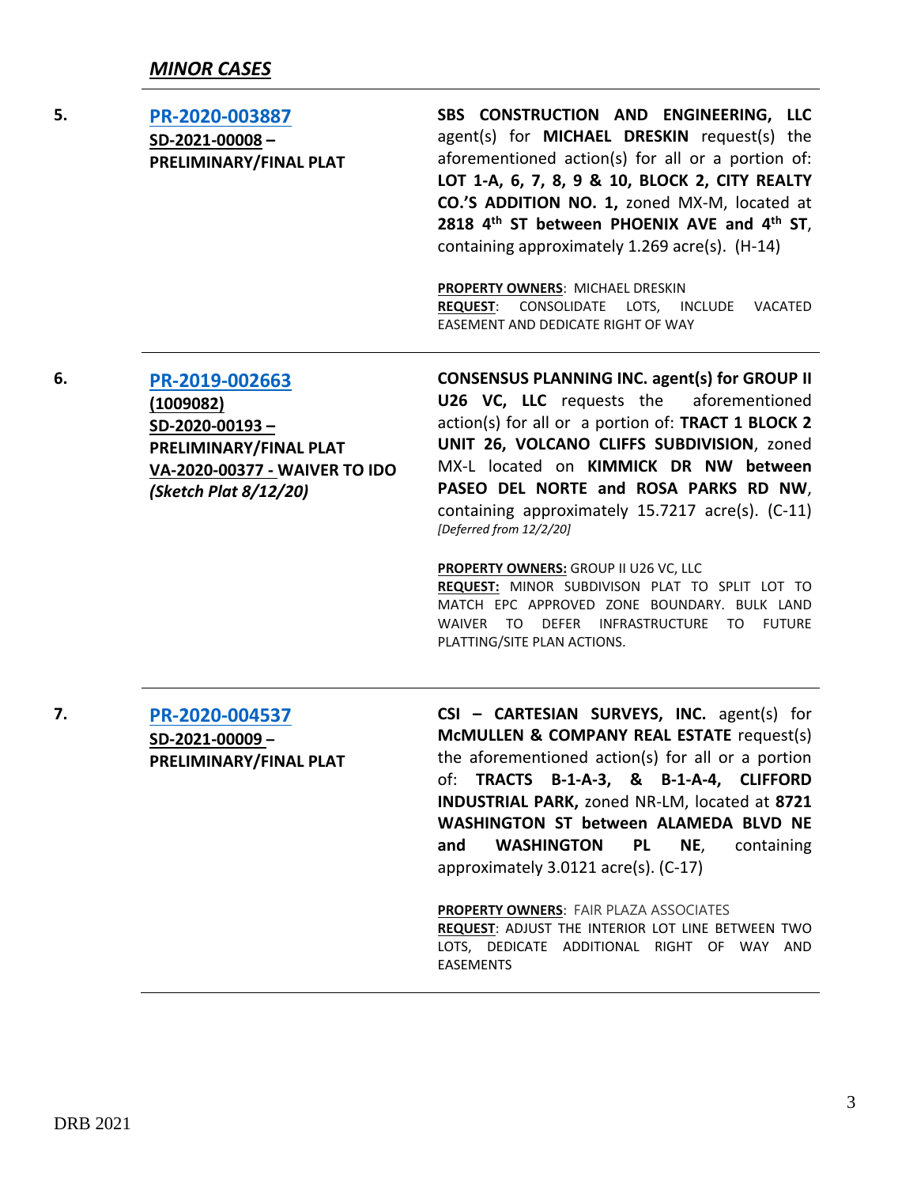## ***MINOR CASES***

| | | |
|---|---|---|
| 5. | [**PR-2020-003887**]<br>**SD-2021-00008 –**<br>**PRELIMINARY/FINAL PLAT** | **SBS CONSTRUCTION AND ENGINEERING, LLC** agent(s) for **MICHAEL DRESKIN** request(s) the aforementioned action(s) for all or a portion of: **LOT 1-A, 6, 7, 8, 9 & 10, BLOCK 2, CITY REALTY CO.'S ADDITION NO. 1,** zoned MX-M, located at **2818 4th ST between PHOENIX AVE and 4th ST**, containing approximately 1.269 acre(s). (H-14)<br><br>**PROPERTY OWNERS**: MICHAEL DRESKIN<br>**REQUEST**: CONSOLIDATE LOTS, INCLUDE VACATED EASEMENT AND DEDICATE RIGHT OF WAY |
| 6. | [**PR-2019-002663**]<br>**(1009082)**<br>**SD-2020-00193 –**<br>**PRELIMINARY/FINAL PLAT**<br>**VA-2020-00377 - WAIVER TO IDO**<br>***(Sketch Plat 8/12/20)*** | **CONSENSUS PLANNING INC. agent(s) for GROUP II U26 VC, LLC** requests the aforementioned action(s) for all or a portion of: **TRACT 1 BLOCK 2 UNIT 26, VOLCANO CLIFFS SUBDIVISION**, zoned MX-L located on **KIMMICK DR NW between PASEO DEL NORTE and ROSA PARKS RD NW**, containing approximately 15.7217 acre(s). (C-11)<br>*[Deferred from 12/2/20]*<br><br>**PROPERTY OWNERS:** GROUP II U26 VC, LLC<br>**REQUEST:** MINOR SUBDIVISON PLAT TO SPLIT LOT TO MATCH EPC APPROVED ZONE BOUNDARY. BULK LAND WAIVER TO DEFER INFRASTRUCTURE TO FUTURE PLATTING/SITE PLAN ACTIONS. |
| 7. | [**PR-2020-004537**]<br>**SD-2021-00009 –**<br>**PRELIMINARY/FINAL PLAT** | **CSI – CARTESIAN SURVEYS, INC.** agent(s) for **McMULLEN & COMPANY REAL ESTATE** request(s) the aforementioned action(s) for all or a portion of: **TRACTS B-1-A-3, & B-1-A-4, CLIFFORD INDUSTRIAL PARK,** zoned NR-LM, located at **8721 WASHINGTON ST between ALAMEDA BLVD NE and WASHINGTON PL NE**, containing approximately 3.0121 acre(s). (C-17)<br><br>**PROPERTY OWNERS**: FAIR PLAZA ASSOCIATES<br>**REQUEST**: ADJUST THE INTERIOR LOT LINE BETWEEN TWO LOTS, DEDICATE ADDITIONAL RIGHT OF WAY AND EASEMENTS |

DRB 2021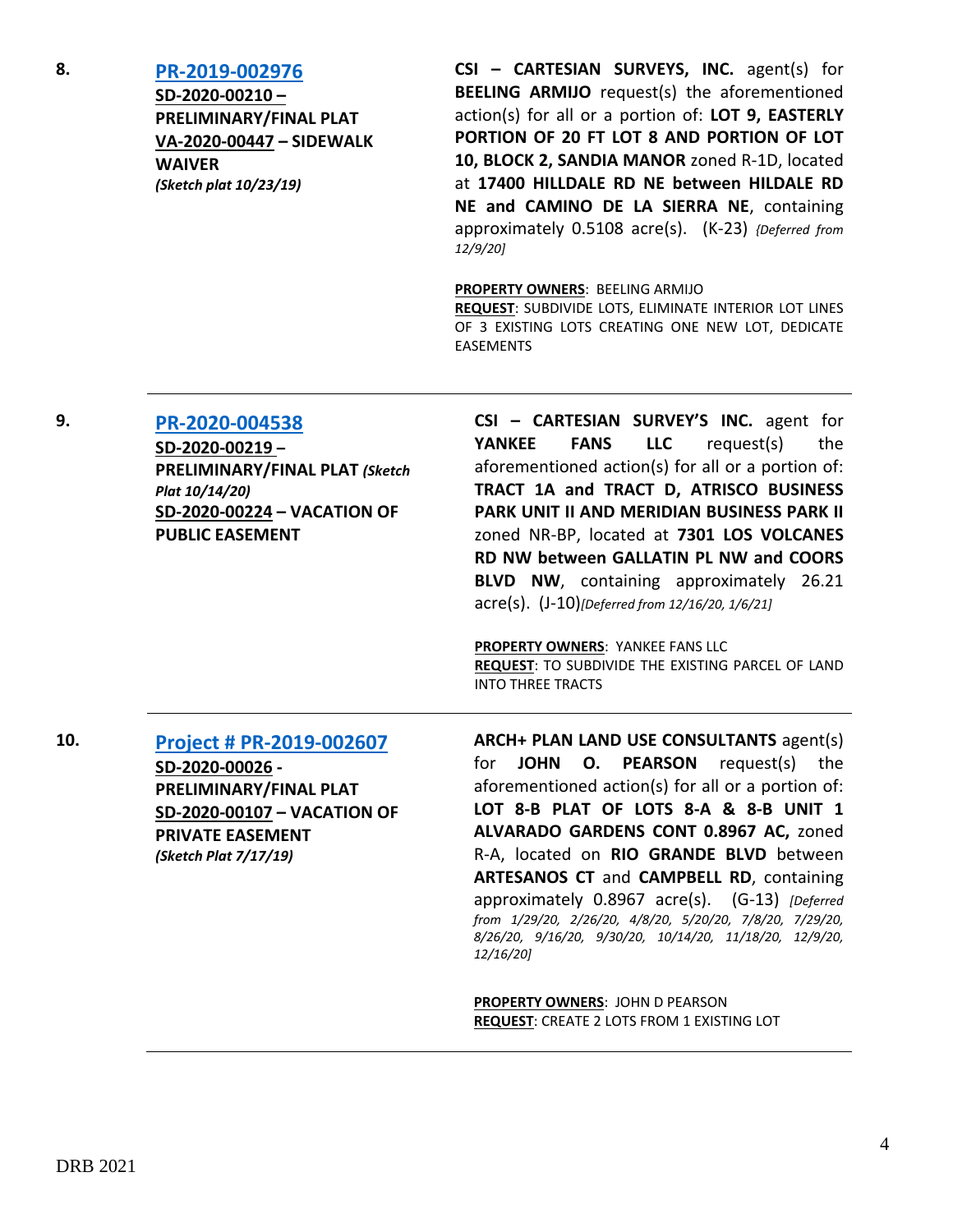**8.**

**[PR-2019-002976](#)**
**SD-2020-00210 – PRELIMINARY/FINAL PLAT**
**VA-2020-00447 – SIDEWALK WAIVER**
***(Sketch plat 10/23/19)***

**CSI – CARTESIAN SURVEYS, INC.** agent(s) for **BEELING ARMIJO** request(s) the aforementioned action(s) for all or a portion of: **LOT 9, EASTERLY PORTION OF 20 FT LOT 8 AND PORTION OF LOT 10, BLOCK 2, SANDIA MANOR** zoned R-1D, located at **17400 HILLDALE RD NE between HILDALE RD NE and CAMINO DE LA SIERRA NE**, containing approximately 0.5108 acre(s). (K-23) *{Deferred from 12/9/20]*

**PROPERTY OWNERS**: BEELING ARMIJO
**REQUEST**: SUBDIVIDE LOTS, ELIMINATE INTERIOR LOT LINES OF 3 EXISTING LOTS CREATING ONE NEW LOT, DEDICATE EASEMENTS

---

**9.**

**[PR-2020-004538](#)**
**SD-2020-00219 – PRELIMINARY/FINAL PLAT** ***(Sketch Plat 10/14/20)***
**SD-2020-00224 – VACATION OF PUBLIC EASEMENT**

**CSI – CARTESIAN SURVEY'S INC.** agent for **YANKEE FANS LLC** request(s) the aforementioned action(s) for all or a portion of: **TRACT 1A and TRACT D, ATRISCO BUSINESS PARK UNIT II AND MERIDIAN BUSINESS PARK II** zoned NR-BP, located at **7301 LOS VOLCANES RD NW between GALLATIN PL NW and COORS BLVD NW**, containing approximately 26.21 acre(s). (J-10)*[Deferred from 12/16/20, 1/6/21]*

**PROPERTY OWNERS**: YANKEE FANS LLC
**REQUEST**: TO SUBDIVIDE THE EXISTING PARCEL OF LAND INTO THREE TRACTS

---

**10.**

**[Project # PR-2019-002607](#)**
**SD-2020-00026 - PRELIMINARY/FINAL PLAT**
**SD-2020-00107 – VACATION OF PRIVATE EASEMENT**
***(Sketch Plat 7/17/19)***

**ARCH+ PLAN LAND USE CONSULTANTS** agent(s) for **JOHN O. PEARSON** request(s) the aforementioned action(s) for all or a portion of: **LOT 8-B PLAT OF LOTS 8-A & 8-B UNIT 1 ALVARADO GARDENS CONT 0.8967 AC,** zoned R-A, located on **RIO GRANDE BLVD** between **ARTESANOS CT** and **CAMPBELL RD**, containing approximately 0.8967 acre(s). (G-13) *[Deferred from 1/29/20, 2/26/20, 4/8/20, 5/20/20, 7/8/20, 7/29/20, 8/26/20, 9/16/20, 9/30/20, 10/14/20, 11/18/20, 12/9/20, 12/16/20]*

**PROPERTY OWNERS**: JOHN D PEARSON
**REQUEST**: CREATE 2 LOTS FROM 1 EXISTING LOT

---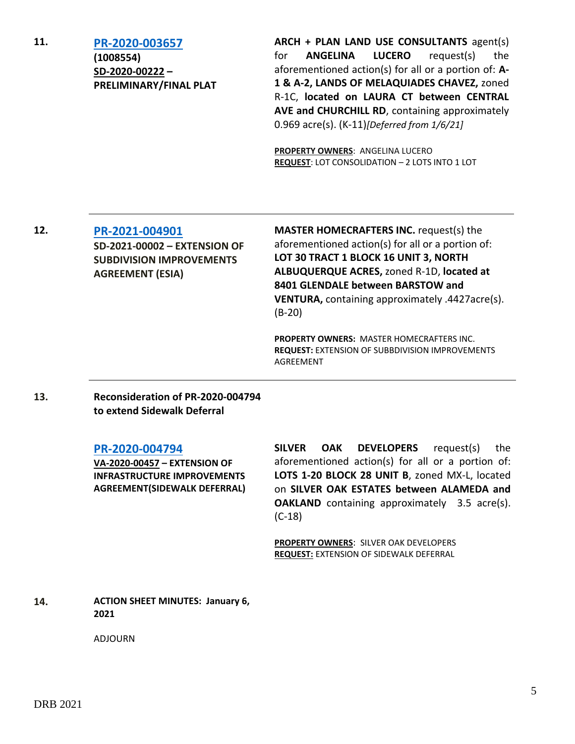**11.** **PR-2020-003657**
**(1008554)**
**SD-2020-00222 – PRELIMINARY/FINAL PLAT**

**ARCH + PLAN LAND USE CONSULTANTS** agent(s) for **ANGELINA LUCERO** request(s) the aforementioned action(s) for all or a portion of: **A-1 & A-2, LANDS OF MELAQUIADES CHAVEZ,** zoned R-1C, **located on LAURA CT between CENTRAL AVE and CHURCHILL RD**, containing approximately 0.969 acre(s). (K-11)*[Deferred from 1/6/21]*

**PROPERTY OWNERS**: ANGELINA LUCERO
**REQUEST**: LOT CONSOLIDATION – 2 LOTS INTO 1 LOT

---

**12.** **PR-2021-004901**
**SD-2021-00002 – EXTENSION OF SUBDIVISION IMPROVEMENTS AGREEMENT (ESIA)**

**MASTER HOMECRAFTERS INC.** request(s) the aforementioned action(s) for all or a portion of: **LOT 30 TRACT 1 BLOCK 16 UNIT 3, NORTH ALBUQUERQUE ACRES,** zoned R-1D, **located at 8401 GLENDALE between BARSTOW and VENTURA,** containing approximately .4427acre(s). (B-20)

**PROPERTY OWNERS:** MASTER HOMECRAFTERS INC.
**REQUEST:** EXTENSION OF SUBBDIVISION IMPROVEMENTS AGREEMENT

---

**13.** **Reconsideration of PR-2020-004794 to extend Sidewalk Deferral**

**PR-2020-004794**
**VA-2020-00457 – EXTENSION OF INFRASTRUCTURE IMPROVEMENTS AGREEMENT(SIDEWALK DEFERRAL)**

**SILVER OAK DEVELOPERS** request(s) the aforementioned action(s) for all or a portion of: **LOTS 1-20 BLOCK 28 UNIT B**, zoned MX-L, located on **SILVER OAK ESTATES between ALAMEDA and OAKLAND** containing approximately 3.5 acre(s). (C-18)

**PROPERTY OWNERS**: SILVER OAK DEVELOPERS
**REQUEST:** EXTENSION OF SIDEWALK DEFERRAL

**14.** **ACTION SHEET MINUTES: January 6, 2021**

ADJOURN